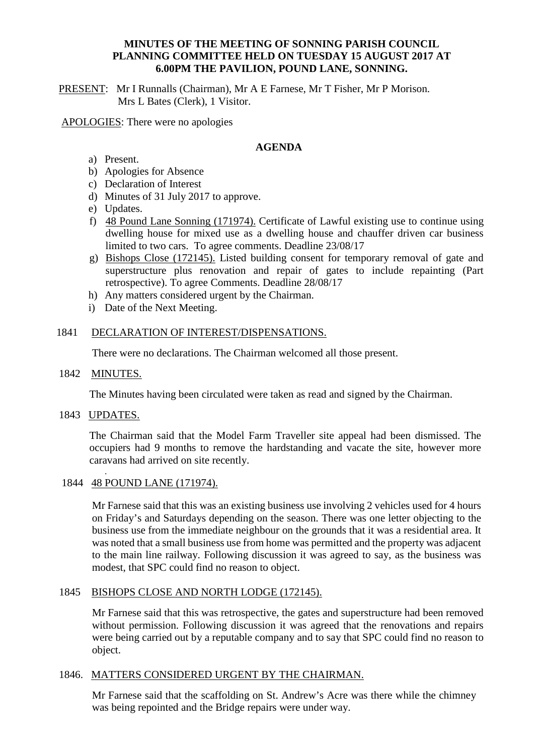**MINUTES OF THE MEETING OF SONNING PARISH COUNCIL PLANNING COMMITTEE HELD ON TUESDAY 15 AUGUST 2017 AT 6.00PM THE PAVILION, POUND LANE, SONNING.**

PRESENT: Mr I Runnalls (Chairman), Mr A E Farnese, Mr T Fisher, Mr P Morison. Mrs L Bates (Clerk), 1 Visitor.

APOLOGIES: There were no apologies

## AGENDA

a) Present.
b) Apologies for Absence
c) Declaration of Interest
d) Minutes of 31 July 2017 to approve.
e) Updates.
f) 48 Pound Lane Sonning (171974). Certificate of Lawful existing use to continue using dwelling house for mixed use as a dwelling house and chauffer driven car business limited to two cars. To agree comments. Deadline 23/08/17
g) Bishops Close (172145). Listed building consent for temporary removal of gate and superstructure plus renovation and repair of gates to include repainting (Part retrospective). To agree Comments. Deadline 28/08/17
h) Any matters considered urgent by the Chairman.
i) Date of the Next Meeting.

### 1841 DECLARATION OF INTEREST/DISPENSATIONS.

There were no declarations. The Chairman welcomed all those present.

### 1842 MINUTES.

The Minutes having been circulated were taken as read and signed by the Chairman.

### 1843 UPDATES.

The Chairman said that the Model Farm Traveller site appeal had been dismissed. The occupiers had 9 months to remove the hardstanding and vacate the site, however more caravans had arrived on site recently.

### 1844 48 POUND LANE (171974).

Mr Farnese said that this was an existing business use involving 2 vehicles used for 4 hours on Friday's and Saturdays depending on the season. There was one letter objecting to the business use from the immediate neighbour on the grounds that it was a residential area. It was noted that a small business use from home was permitted and the property was adjacent to the main line railway. Following discussion it was agreed to say, as the business was modest, that SPC could find no reason to object.

### 1845 BISHOPS CLOSE AND NORTH LODGE (172145).

Mr Farnese said that this was retrospective, the gates and superstructure had been removed without permission. Following discussion it was agreed that the renovations and repairs were being carried out by a reputable company and to say that SPC could find no reason to object.

### 1846. MATTERS CONSIDERED URGENT BY THE CHAIRMAN.

Mr Farnese said that the scaffolding on St. Andrew's Acre was there while the chimney was being repointed and the Bridge repairs were under way.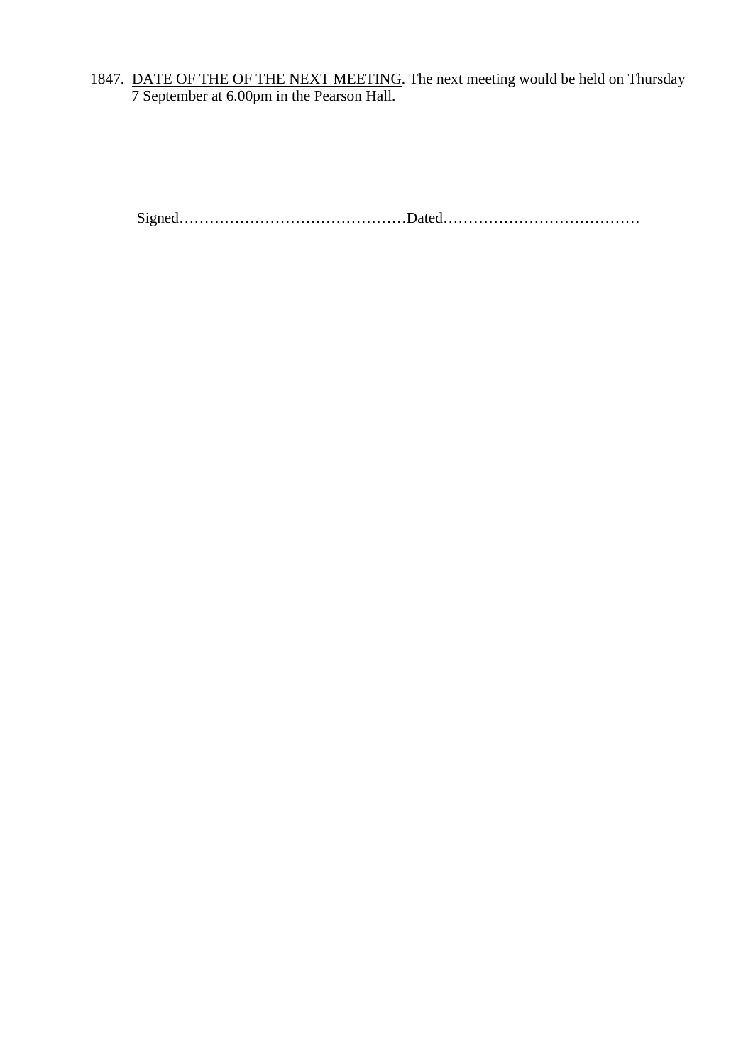1847. DATE OF THE OF THE NEXT MEETING. The next meeting would be held on Thursday 7 September at 6.00pm in the Pearson Hall.

Signed………………………………………Dated…………………………………